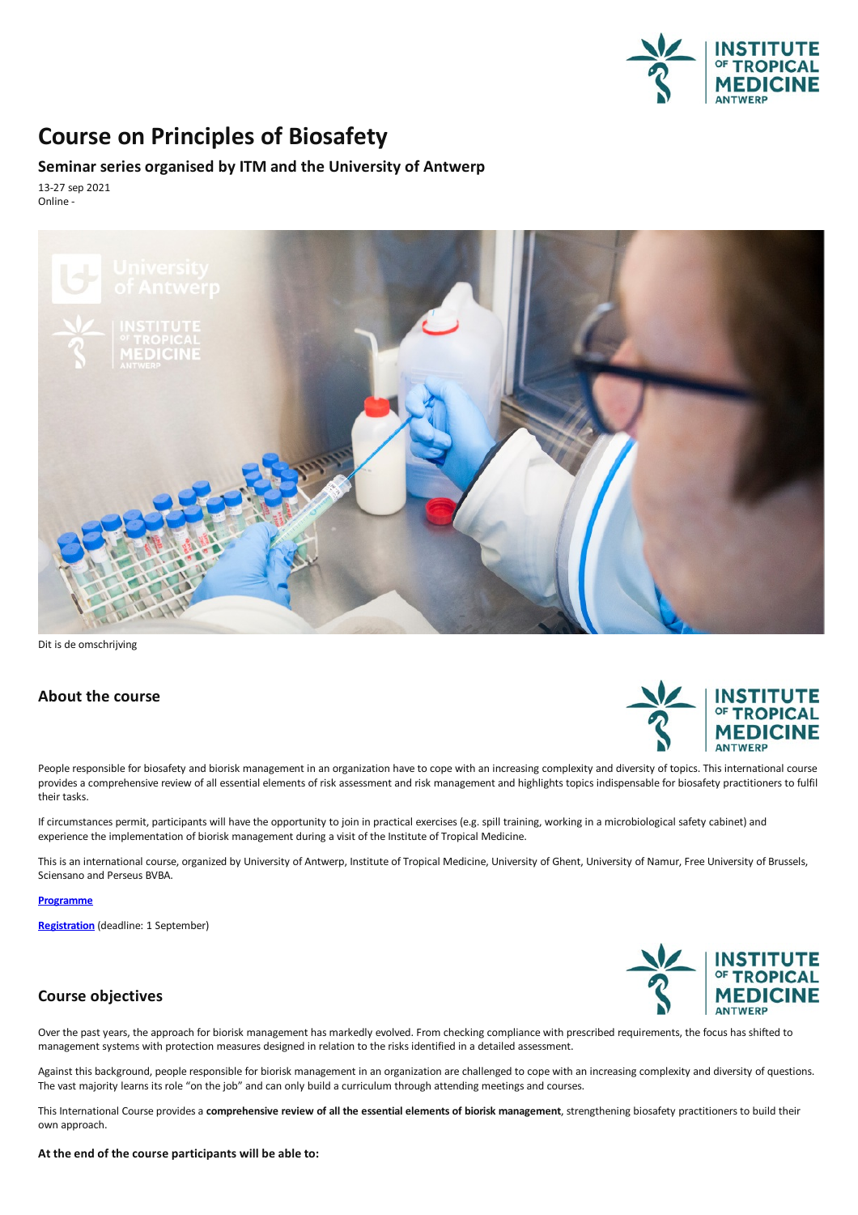# Course on Principles of Biosafety

## Seminar series organised by ITM and the University of Antwerp

13-27 sep 2021
Online -

Dit is de omschrijving

## About the course

People responsible for biosafety and biorisk management in an organization have to cope with an increasing complexity and diversity of topics. This international course provides a comprehensive review of all essential elements of risk assessment and risk management and highlights topics indispensable for biosafety practitioners to fulfil their tasks.

If circumstances permit, participants will have the opportunity to join in practical exercises (e.g. spill training, working in a microbiological safety cabinet) and experience the implementation of biorisk management during a visit of the Institute of Tropical Medicine.

This is an international course, organized by University of Antwerp, Institute of Tropical Medicine, University of Ghent, University of Namur, Free University of Brussels, Sciensano and Perseus BVBA.

**Programme**

**Registration** (deadline: 1 September)

## Course objectives

Over the past years, the approach for biorisk management has markedly evolved. From checking compliance with prescribed requirements, the focus has shifted to management systems with protection measures designed in relation to the risks identified in a detailed assessment.

Against this background, people responsible for biorisk management in an organization are challenged to cope with an increasing complexity and diversity of questions. The vast majority learns its role "on the job" and can only build a curriculum through attending meetings and courses.

This International Course provides a **comprehensive review of all the essential elements of biorisk management**, strengthening biosafety practitioners to build their own approach.

**At the end of the course participants will be able to:**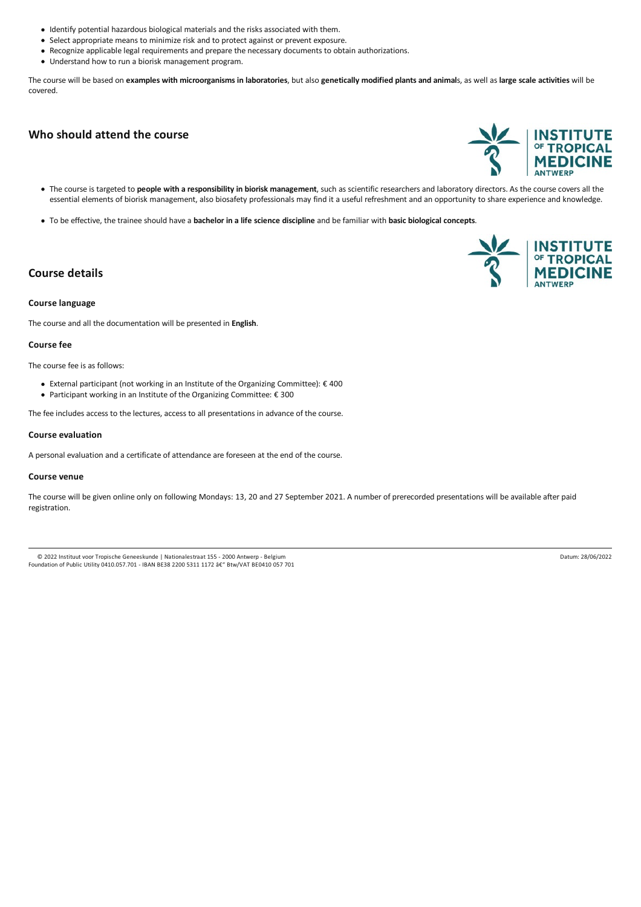- Identify potential hazardous biological materials and the risks associated with them.
- Select appropriate means to minimize risk and to protect against or prevent exposure.
- Recognize applicable legal requirements and prepare the necessary documents to obtain authorizations.
- Understand how to run a biorisk management program.

The course will be based on **examples with microorganisms in laboratories**, but also **genetically modified plants and animal**s, as well as **large scale activities** will be covered.

## Who should attend the course

- The course is targeted to **people with a responsibility in biorisk management**, such as scientific researchers and laboratory directors. As the course covers all the essential elements of biorisk management, also biosafety professionals may find it a useful refreshment and an opportunity to share experience and knowledge.
- To be effective, the trainee should have a **bachelor in a life science discipline** and be familiar with **basic biological concepts**.

## Course details

### Course language

The course and all the documentation will be presented in **English**.

### Course fee

The course fee is as follows:

- External participant (not working in an Institute of the Organizing Committee): € 400
- Participant working in an Institute of the Organizing Committee: € 300

The fee includes access to the lectures, access to all presentations in advance of the course.

### Course evaluation

A personal evaluation and a certificate of attendance are foreseen at the end of the course.

### Course venue

The course will be given online only on following Mondays: 13, 20 and 27 September 2021. A number of prerecorded presentations will be available after paid registration.